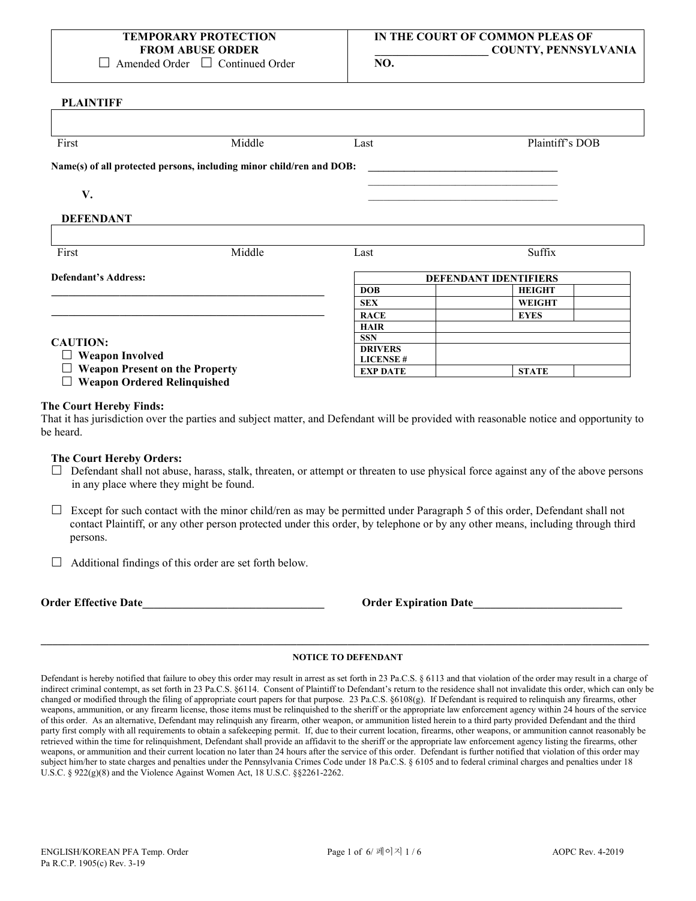| **TEMPORARY PROTECTION FROM ABUSE ORDER** ☐ Amended Order ☐ Continued Order | **IN THE COURT OF COMMON PLEAS OF \_\_\_\_\_\_\_\_\_\_\_\_\_\_\_\_\_\_\_\_ COUNTY, PENNSYLVANIA** **NO.** |
|---|---|

**PLAINTIFF**

| First | Middle | Last | Plaintiff's DOB |
|---|---|---|---|
| | | | |

**Name(s) of all protected persons, including minor child/ren and DOB:** \_\_\_\_\_\_\_\_\_\_\_\_\_\_\_\_\_\_\_\_\_\_\_\_\_\_\_\_\_\_\_\_\_\_\_\_

\_\_\_\_\_\_\_\_\_\_\_\_\_\_\_\_\_\_\_\_\_\_\_\_\_\_\_\_\_\_\_\_\_\_\_\_

\_\_\_\_\_\_\_\_\_\_\_\_\_\_\_\_\_\_\_\_\_\_\_\_\_\_\_\_\_\_\_\_\_\_\_\_

**V.**

**DEFENDANT**

| First | Middle | Last | Suffix |
|---|---|---|---|
| | | | |

**Defendant's Address:**

\_\_\_\_\_\_\_\_\_\_\_\_\_\_\_\_\_\_\_\_\_\_\_\_\_\_\_\_\_\_\_\_\_\_\_\_\_\_\_\_\_\_\_\_\_\_\_\_\_\_

\_\_\_\_\_\_\_\_\_\_\_\_\_\_\_\_\_\_\_\_\_\_\_\_\_\_\_\_\_\_\_\_\_\_\_\_\_\_\_\_\_\_\_\_\_\_\_\_\_\_

| **DEFENDANT IDENTIFIERS** | | | |
|---|---|---|---|
| **DOB** | | **HEIGHT** | |
| **SEX** | | **WEIGHT** | |
| **RACE** | | **EYES** | |
| **HAIR** | | | |
| **SSN** | | | |
| **DRIVERS LICENSE #** | | | |
| **EXP DATE** | | **STATE** | |

**CAUTION:**

- ☐ **Weapon Involved**
- ☐ **Weapon Present on the Property**
- ☐ **Weapon Ordered Relinquished**

**The Court Hereby Finds:**
That it has jurisdiction over the parties and subject matter, and Defendant will be provided with reasonable notice and opportunity to be heard.

**The Court Hereby Orders:**

☐ Defendant shall not abuse, harass, stalk, threaten, or attempt or threaten to use physical force against any of the above persons in any place where they might be found.

☐ Except for such contact with the minor child/ren as may be permitted under Paragraph 5 of this order, Defendant shall not contact Plaintiff, or any other person protected under this order, by telephone or by any other means, including through third persons.

☐ Additional findings of this order are set forth below.

**Order Effective Date**\_\_\_\_\_\_\_\_\_\_\_\_\_\_\_\_\_\_\_\_\_\_\_\_\_\_\_\_\_\_\_\_ **Order Expiration Date**\_\_\_\_\_\_\_\_\_\_\_\_\_\_\_\_\_\_\_\_\_\_\_\_\_\_\_

---

**NOTICE TO DEFENDANT**

Defendant is hereby notified that failure to obey this order may result in arrest as set forth in 23 Pa.C.S. § 6113 and that violation of the order may result in a charge of indirect criminal contempt, as set forth in 23 Pa.C.S. §6114. Consent of Plaintiff to Defendant's return to the residence shall not invalidate this order, which can only be changed or modified through the filing of appropriate court papers for that purpose. 23 Pa.C.S. §6108(g). If Defendant is required to relinquish any firearms, other weapons, ammunition, or any firearm license, those items must be relinquished to the sheriff or the appropriate law enforcement agency within 24 hours of the service of this order. As an alternative, Defendant may relinquish any firearm, other weapon, or ammunition listed herein to a third party provided Defendant and the third party first comply with all requirements to obtain a safekeeping permit. If, due to their current location, firearms, other weapons, or ammunition cannot reasonably be retrieved within the time for relinquishment, Defendant shall provide an affidavit to the sheriff or the appropriate law enforcement agency listing the firearms, other weapons, or ammunition and their current location no later than 24 hours after the service of this order. Defendant is further notified that violation of this order may subject him/her to state charges and penalties under the Pennsylvania Crimes Code under 18 Pa.C.S. § 6105 and to federal criminal charges and penalties under 18 U.S.C. § 922(g)(8) and the Violence Against Women Act, 18 U.S.C. §§2261-2262.

ENGLISH/KOREAN PFA Temp. Order
Pa R.C.P. 1905(c) Rev. 3-19

AOPC Rev. 4-2019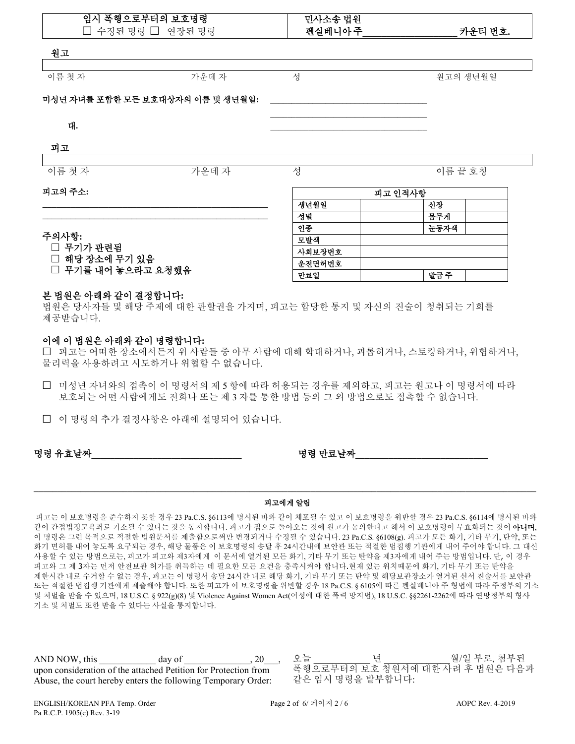| 임시 폭행으로부터의 보호명령 | 민사소송 법원 |
|---|---|
| ☐ 수정된 명령 ☐ 연장된 명령 | 펜실베니아 주__________________ 카운티 번호. |

**원고**

| 이름 첫 자 | 가운데 자 | 성 | 원고의 생년월일 |
|---|---|---|---|
| | | | |

**미성년 자녀를 포함한 모든 보호대상자의 이름 및 생년월일:** ______________________________

______________________________

**대.**

______________________________

**피고**

| 이름 첫 자 | 가운데 자 | 성 | 이름 끝 호칭 |
|---|---|---|---|
| | | | |

**피고의 주소:**

______________________________

______________________________

| 피고 인적사항 | | | |
|---|---|---|---|
| 생년월일 | | 신장 | |
| 성별 | | 몸무게 | |
| 인종 | | 눈동자색 | |
| 모발색 | | | |
| 사회보장번호 | | | |
| 운전면허번호 | | | |
| 만료일 | | 발급 주 | |

**주의사항:**
- ☐ 무기가 관련됨
- ☐ 해당 장소에 무기 있음
- ☐ 무기를 내어 놓으라고 요청했음

**본 법원은 아래와 같이 결정합니다:**
법원은 당사자들 및 해당 주제에 대한 관할권을 가지며, 피고는 합당한 통지 및 자신의 진술이 청취되는 기회를 제공받습니다.

**이에 이 법원은 아래와 같이 명령합니다:**

☐ 피고는 어떠한 장소에서든지 위 사람들 중 아무 사람에 대해 학대하거나, 괴롭히거나, 스토킹하거나, 위협하거나, 물리력을 사용하려고 시도하거나 위협할 수 없습니다.

☐ 미성년 자녀와의 접촉이 이 명령서의 제 5 항에 따라 허용되는 경우를 제외하고, 피고는 원고나 이 명령서에 따라 보호되는 어떤 사람에게도 전화나 또는 제 3 자를 통한 방법 등의 그 외 방법으로도 접촉할 수 없습니다.

☐ 이 명령의 추가 결정사항은 아래에 설명되어 있습니다.

**명령 유효날짜**______________________________ **명령 만료날짜**______________________________

---

**피고에게 알림**

피고는 이 보호명령을 준수하지 못할 경우 23 Pa.C.S. §6113에 명시된 바와 같이 체포될 수 있고 이 보호명령을 위반할 경우 23 Pa.C.S. §6114에 명시된 바와 같이 간접법정모욕죄로 기소될 수 있다는 것을 통지합니다. 피고가 집으로 돌아오는 것에 원고가 동의한다고 해서 이 보호명령이 무효화되는 것이 **아니며**, 이 명령은 그런 목적으로 적절한 법원문서를 제출함으로써만 변경되거나 수정될 수 있습니다. 23 Pa.C.S. §6108(g). 피고가 모든 화기, 기타 무기, 탄약, 또는 화기 면허를 내어 놓도록 요구되는 경우, 해당 물품은 이 보호명령의 송달 후 24시간내에 보안관 또는 적절한 법집행 기관에게 내어 주어야 합니다. 그 대신 사용할 수 있는 방법으로는, 피고가 피고와 제3자에게 이 문서에 열거된 모든 화기, 기타 무기 또는 탄약을 제3자에게 내어 주는 방법입니다. 단, 이 경우 피고와 그 제 3자는 먼저 안전보관 허가를 취득하는 데 필요한 모든 요건을 충족시켜야 합니다.현재 있는 위치때문에 화기, 기타 무기 또는 탄약을 제한시간 내로 수거할 수 없는 경우, 피고는 이 명령서 송달 24시간 내로 해당 화기, 기타 무기 또는 탄약 및 해당보관장소가 열거된 선서 진술서를 보안관 또는 적절한 법집행 기관에게 제출해야 합니다. 또한 피고가 이 보호명령을 위반할 경우 18 Pa.C.S. § 6105에 따른 펜실베니아 주 형법에 따라 주정부의 기소 및 처벌을 받을 수 있으며, 18 U.S.C. § 922(g)(8) 및 Violence Against Women Act(여성에 대한 폭력 방지법), 18 U.S.C. §§2261-2262에 따라 연방정부의 형사 기소 및 처벌도 또한 받을 수 있다는 사실을 통지합니다.

AND NOW, this ___________ day of _____________, 20___, upon consideration of the attached Petition for Protection from Abuse, the court hereby enters the following Temporary Order:

오늘 ___________ 년 _____________월/일 부로, 첨부된 폭행으로부터의 보호 청원서에 대한 사려 후 법원은 다음과 같은 임시 명령을 발부합니다:

ENGLISH/KOREAN PFA Temp. Order
Pa R.C.P. 1905(c) Rev. 3-19

AOPC Rev. 4-2019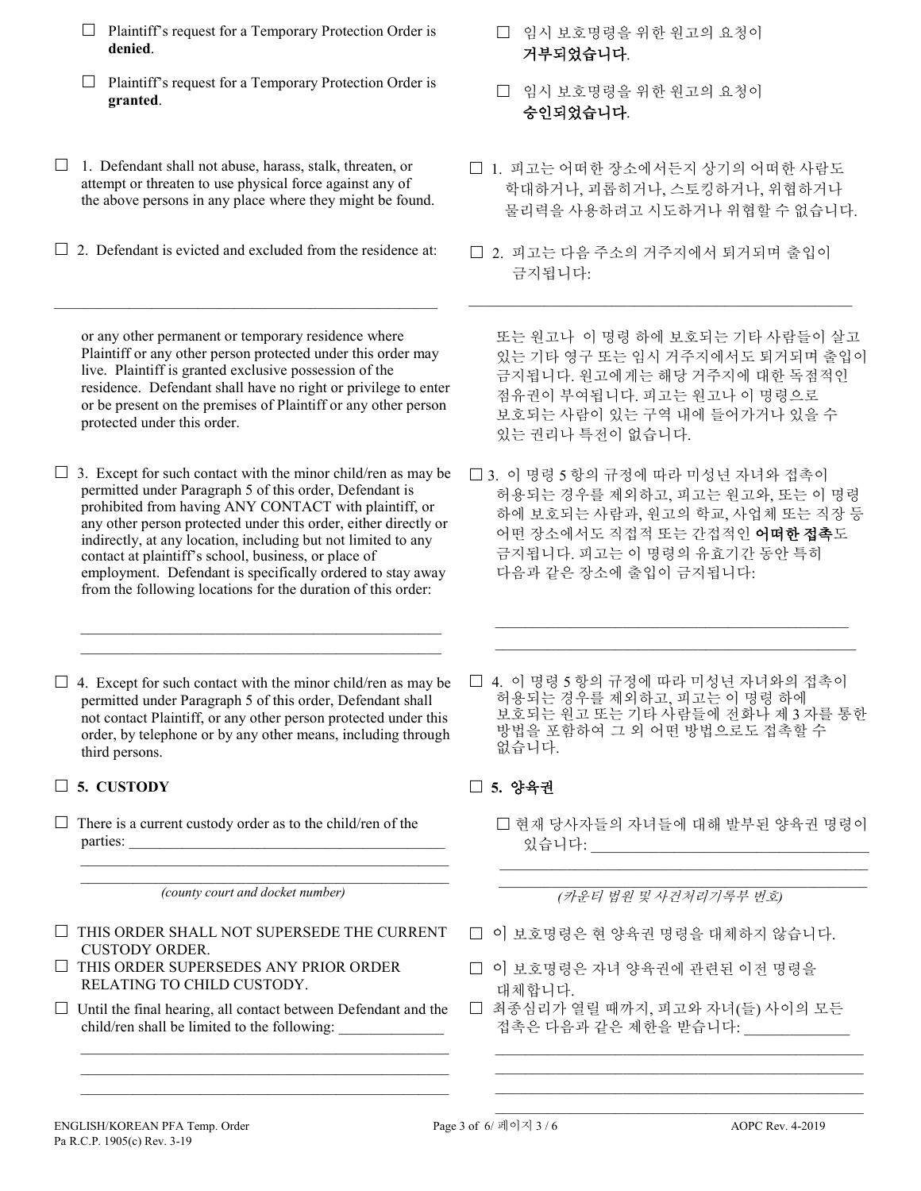☐ Plaintiff's request for a Temporary Protection Order is **denied**.

☐ 임시 보호명령을 위한 원고의 요청이 **거부되었습니다**.

☐ Plaintiff's request for a Temporary Protection Order is **granted**.

☐ 임시 보호명령을 위한 원고의 요청이 **승인되었습니다**.

☐ 1. Defendant shall not abuse, harass, stalk, threaten, or attempt or threaten to use physical force against any of the above persons in any place where they might be found.

☐ 1. 피고는 어떠한 장소에서든지 상기의 어떠한 사람도 학대하거나, 괴롭히거나, 스토킹하거나, 위협하거나 물리력을 사용하려고 시도하거나 위협할 수 없습니다.

☐ 2. Defendant is evicted and excluded from the residence at:

☐ 2. 피고는 다음 주소의 거주지에서 퇴거되며 출입이 금지됩니다:

_______________________________________________

or any other permanent or temporary residence where Plaintiff or any other person protected under this order may live. Plaintiff is granted exclusive possession of the residence. Defendant shall have no right or privilege to enter or be present on the premises of Plaintiff or any other person protected under this order.

또는 원고나 이 명령 하에 보호되는 기타 사람들이 살고 있는 기타 영구 또는 임시 거주지에서도 퇴거되며 출입이 금지됩니다. 원고에게는 해당 거주지에 대한 독점적인 점유권이 부여됩니다. 피고는 원고나 이 명령으로 보호되는 사람이 있는 구역 내에 들어가거나 있을 수 있는 권리나 특전이 없습니다.

☐ 3. Except for such contact with the minor child/ren as may be permitted under Paragraph 5 of this order, Defendant is prohibited from having ANY CONTACT with plaintiff, or any other person protected under this order, either directly or indirectly, at any location, including but not limited to any contact at plaintiff's school, business, or place of employment. Defendant is specifically ordered to stay away from the following locations for the duration of this order:

_______________________________________________
_______________________________________________

☐ 3. 이 명령 5 항의 규정에 따라 미성년 자녀와 접촉이 허용되는 경우를 제외하고, 피고는 원고와, 또는 이 명령 하에 보호되는 사람과, 원고의 학교, 사업체 또는 직장 등 어떤 장소에서도 직접적 또는 간접적인 **어떠한 접촉**도 금지됩니다. 피고는 이 명령의 유효기간 동안 특히 다음과 같은 장소에 출입이 금지됩니다:

_______________________________________________
_______________________________________________

☐ 4. Except for such contact with the minor child/ren as may be permitted under Paragraph 5 of this order, Defendant shall not contact Plaintiff, or any other person protected under this order, by telephone or by any other means, including through third persons.

☐ 4. 이 명령 5 항의 규정에 따라 미성년 자녀와의 접촉이 허용되는 경우를 제외하고, 피고는 이 명령 하에 보호되는 원고 또는 기타 사람들에 전화나 제 3 자를 통한 방법을 포함하여 그 외 어떤 방법으로도 접촉할 수 없습니다.

☐ **5. CUSTODY**

☐ **5. 양육권**

☐ There is a current custody order as to the child/ren of the parties: _______________________________________________

_______________________________________________
_______________________________________________

*(county court and docket number)*

☐ 현재 당사자들의 자녀들에 대해 발부된 양육권 명령이 있습니다: _______________________________________________

_______________________________________________
_______________________________________________

*(카운티 법원 및 사건처리기록부 번호)*

☐ THIS ORDER SHALL NOT SUPERSEDE THE CURRENT CUSTODY ORDER.

☐ 이 보호명령은 현 양육권 명령을 대체하지 않습니다.

☐ THIS ORDER SUPERSEDES ANY PRIOR ORDER RELATING TO CHILD CUSTODY.

☐ 이 보호명령은 자녀 양육권에 관련된 이전 명령을 대체합니다.

☐ Until the final hearing, all contact between Defendant and the child/ren shall be limited to the following: ______________

_______________________________________________
_______________________________________________
_______________________________________________

☐ 최종심리가 열릴 때까지, 피고와 자녀(들) 사이의 모든 접촉은 다음과 같은 제한을 받습니다: ______________

_______________________________________________
_______________________________________________
_______________________________________________
_______________________________________________

ENGLISH/KOREAN PFA Temp. Order
Pa R.C.P. 1905(c) Rev. 3-19

AOPC Rev. 4-2019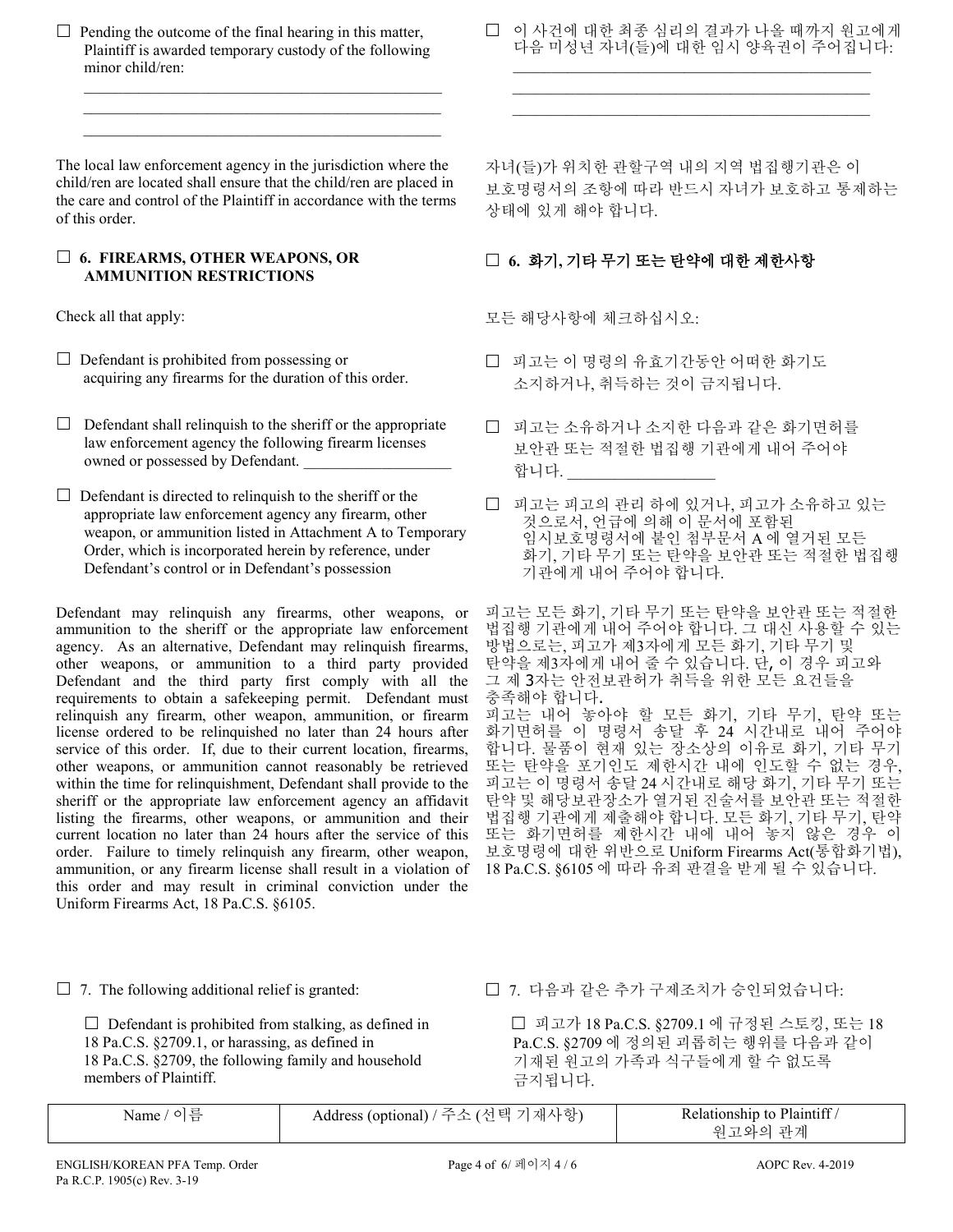☐ Pending the outcome of the final hearing in this matter, Plaintiff is awarded temporary custody of the following minor child/ren:

\_\_\_\_\_\_\_\_\_\_\_\_\_\_\_\_\_\_\_\_\_\_\_\_\_\_\_\_\_\_\_\_\_\_\_\_\_\_\_\_\_\_\_\_
\_\_\_\_\_\_\_\_\_\_\_\_\_\_\_\_\_\_\_\_\_\_\_\_\_\_\_\_\_\_\_\_\_\_\_\_\_\_\_\_\_\_\_\_
\_\_\_\_\_\_\_\_\_\_\_\_\_\_\_\_\_\_\_\_\_\_\_\_\_\_\_\_\_\_\_\_\_\_\_\_\_\_\_\_\_\_\_\_

☐ 이 사건에 대한 최종 심리의 결과가 나올 때까지 원고에게 다음 미성년 자녀(들)에 대한 임시 양육권이 주어집니다:

\_\_\_\_\_\_\_\_\_\_\_\_\_\_\_\_\_\_\_\_\_\_\_\_\_\_\_\_\_\_\_\_\_\_\_\_\_\_\_\_\_\_\_\_
\_\_\_\_\_\_\_\_\_\_\_\_\_\_\_\_\_\_\_\_\_\_\_\_\_\_\_\_\_\_\_\_\_\_\_\_\_\_\_\_\_\_\_\_
\_\_\_\_\_\_\_\_\_\_\_\_\_\_\_\_\_\_\_\_\_\_\_\_\_\_\_\_\_\_\_\_\_\_\_\_\_\_\_\_\_\_\_\_

The local law enforcement agency in the jurisdiction where the child/ren are located shall ensure that the child/ren are placed in the care and control of the Plaintiff in accordance with the terms of this order.

자녀(들)가 위치한 관할구역 내의 지역 법집행기관은 이 보호명령서의 조항에 따라 반드시 자녀가 보호하고 통제하는 상태에 있게 해야 합니다.

## ☐ 6. FIREARMS, OTHER WEAPONS, OR AMMUNITION RESTRICTIONS

## ☐ 6. 화기, 기타 무기 또는 탄약에 대한 제한사항

Check all that apply:

모든 해당사항에 체크하십시오:

☐ Defendant is prohibited from possessing or acquiring any firearms for the duration of this order.

☐ 피고는 이 명령의 유효기간동안 어떠한 화기도 소지하거나, 취득하는 것이 금지됩니다.

☐ Defendant shall relinquish to the sheriff or the appropriate law enforcement agency the following firearm licenses owned or possessed by Defendant. \_\_\_\_\_\_\_\_\_\_\_\_\_\_\_\_\_\_\_

☐ 피고는 소유하거나 소지한 다음과 같은 화기면허를 보안관 또는 적절한 법집행 기관에게 내어 주어야 합니다. \_\_\_\_\_\_\_\_\_\_\_\_\_\_\_\_\_\_\_

☐ Defendant is directed to relinquish to the sheriff or the appropriate law enforcement agency any firearm, other weapon, or ammunition listed in Attachment A to Temporary Order, which is incorporated herein by reference, under Defendant's control or in Defendant's possession

☐ 피고는 피고의 관리 하에 있거나, 피고가 소유하고 있는 것으로서, 언급에 의해 이 문서에 포함된 임시보호명령서에 붙인 첨부문서 A 에 열거된 모든 화기, 기타 무기 또는 탄약을 보안관 또는 적절한 법집행 기관에게 내어 주어야 합니다.

Defendant may relinquish any firearms, other weapons, or ammunition to the sheriff or the appropriate law enforcement agency. As an alternative, Defendant may relinquish firearms, other weapons, or ammunition to a third party provided Defendant and the third party first comply with all the requirements to obtain a safekeeping permit. Defendant must relinquish any firearm, other weapon, ammunition, or firearm license ordered to be relinquished no later than 24 hours after service of this order. If, due to their current location, firearms, other weapons, or ammunition cannot reasonably be retrieved within the time for relinquishment, Defendant shall provide to the sheriff or the appropriate law enforcement agency an affidavit listing the firearms, other weapons, or ammunition and their current location no later than 24 hours after the service of this order. Failure to timely relinquish any firearm, other weapon, ammunition, or any firearm license shall result in a violation of this order and may result in criminal conviction under the Uniform Firearms Act, 18 Pa.C.S. §6105.

피고는 모든 화기, 기타 무기 또는 탄약을 보안관 또는 적절한 법집행 기관에게 내어 주어야 합니다. 그 대신 사용할 수 있는 방법으로는, 피고가 제3자에게 모든 화기, 기타 무기 및 탄약을 제3자에게 내어 줄 수 있습니다. 단, 이 경우 피고와 그 제 3자는 안전보관허가 취득을 위한 모든 요건들을 충족해야 합니다.
피고는 내어 놓아야 할 모든 화기, 기타 무기, 탄약 또는 화기면허를 이 명령서 송달 후 24 시간내로 내어 주어야 합니다. 물품이 현재 있는 장소상의 이유로 화기, 기타 무기 또는 탄약을 포기인도 제한시간 내에 인도할 수 없는 경우, 피고는 이 명령서 송달 24 시간내로 해당 화기, 기타 무기 또는 탄약 및 해당보관장소가 열거된 진술서를 보안관 또는 적절한 법집행 기관에게 제출해야 합니다. 모든 화기, 기타 무기, 탄약 또는 화기면허를 제한시간 내에 내어 놓지 않은 경우 이 보호명령에 대한 위반으로 Uniform Firearms Act(통합화기법), 18 Pa.C.S. §6105 에 따라 유죄 판결을 받게 될 수 있습니다.

☐ 7. The following additional relief is granted:

☐ 7. 다음과 같은 추가 구제조치가 승인되었습니다:

☐ Defendant is prohibited from stalking, as defined in 18 Pa.C.S. §2709.1, or harassing, as defined in 18 Pa.C.S. §2709, the following family and household members of Plaintiff.

☐ 피고가 18 Pa.C.S. §2709.1 에 규정된 스토킹, 또는 18 Pa.C.S. §2709 에 정의된 괴롭히는 행위를 다음과 같이 기재된 원고의 가족과 식구들에게 할 수 없도록 금지됩니다.

| Name / 이름 | Address (optional) / 주소 (선택 기재사항) | Relationship to Plaintiff / 원고와의 관계 |
|---|---|---|

ENGLISH/KOREAN PFA Temp. Order
Pa R.C.P. 1905(c) Rev. 3-19
AOPC Rev. 4-2019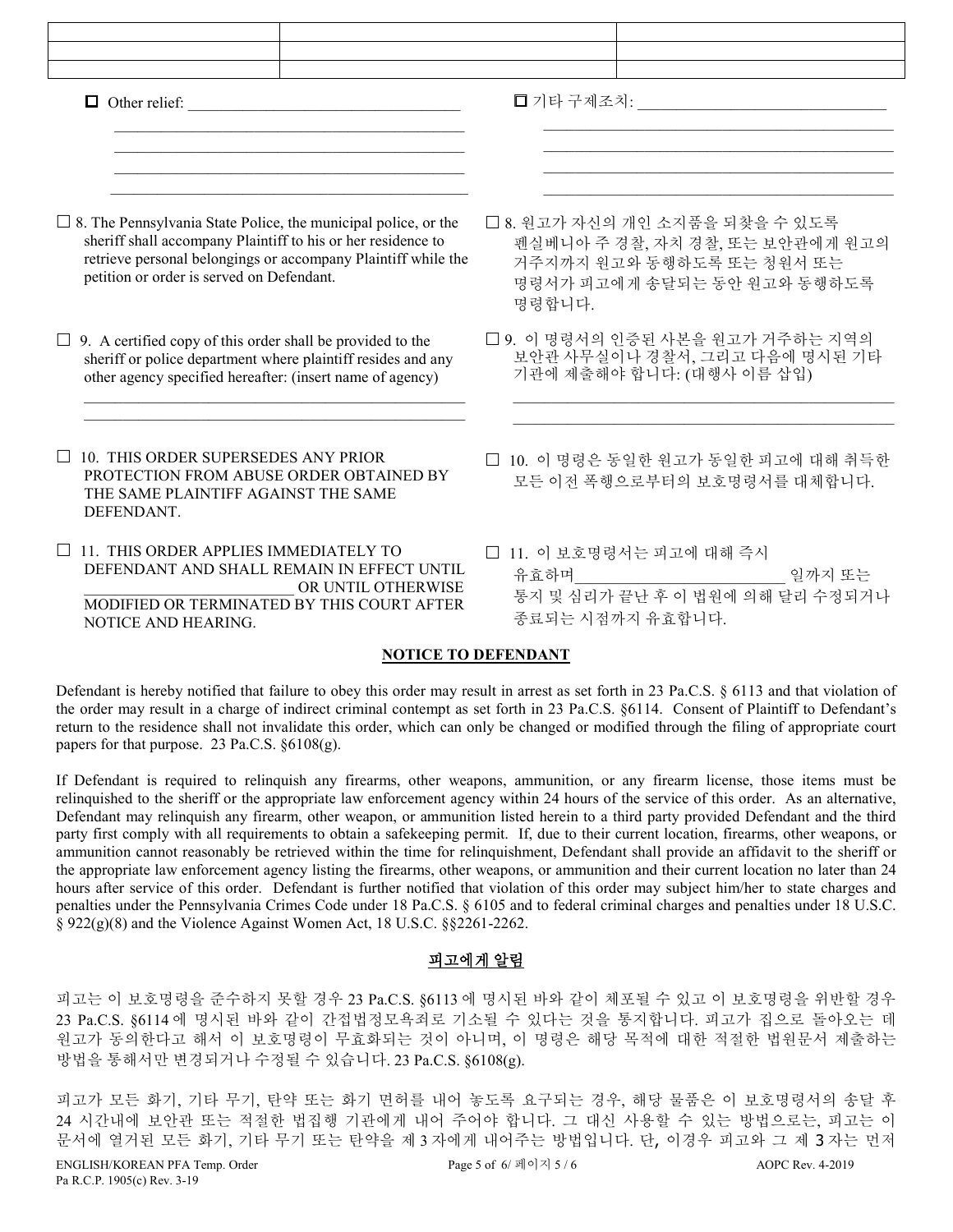| | | |
|---|---|---|
| | | |
| | | |

☐ Other relief: ________________________________________
________________________________________
________________________________________
________________________________________
________________________________________

☐ 기타 구제조치: ________________________________________
________________________________________
________________________________________
________________________________________
________________________________________

☐ 8. The Pennsylvania State Police, the municipal police, or the sheriff shall accompany Plaintiff to his or her residence to retrieve personal belongings or accompany Plaintiff while the petition or order is served on Defendant.

☐ 8. 원고가 자신의 개인 소지품을 되찾을 수 있도록 펜실베니아 주 경찰, 자치 경찰, 또는 보안관에게 원고의 거주지까지 원고와 동행하도록 또는 청원서 또는 명령서가 피고에게 송달되는 동안 원고와 동행하도록 명령합니다.

☐ 9. A certified copy of this order shall be provided to the sheriff or police department where plaintiff resides and any other agency specified hereafter: (insert name of agency)
________________________________________
________________________________________

☐ 9. 이 명령서의 인증된 사본을 원고가 거주하는 지역의 보안관 사무실이나 경찰서, 그리고 다음에 명시된 기타 기관에 제출해야 합니다: (대행사 이름 삽입)
________________________________________
________________________________________

☐ 10. THIS ORDER SUPERSEDES ANY PRIOR PROTECTION FROM ABUSE ORDER OBTAINED BY THE SAME PLAINTIFF AGAINST THE SAME DEFENDANT.

☐ 10. 이 명령은 동일한 원고가 동일한 피고에 대해 취득한 모든 이전 폭행으로부터의 보호명령서를 대체합니다.

☐ 11. THIS ORDER APPLIES IMMEDIATELY TO DEFENDANT AND SHALL REMAIN IN EFFECT UNTIL __________________________ OR UNTIL OTHERWISE MODIFIED OR TERMINATED BY THIS COURT AFTER NOTICE AND HEARING.

☐ 11. 이 보호명령서는 피고에 대해 즉시 유효하며__________________________ 일까지 또는 통지 및 심리가 끝난 후 이 법원에 의해 달리 수정되거나 종료되는 시점까지 유효합니다.

## NOTICE TO DEFENDANT

Defendant is hereby notified that failure to obey this order may result in arrest as set forth in 23 Pa.C.S. § 6113 and that violation of the order may result in a charge of indirect criminal contempt as set forth in 23 Pa.C.S. §6114. Consent of Plaintiff to Defendant's return to the residence shall not invalidate this order, which can only be changed or modified through the filing of appropriate court papers for that purpose. 23 Pa.C.S. §6108(g).

If Defendant is required to relinquish any firearms, other weapons, ammunition, or any firearm license, those items must be relinquished to the sheriff or the appropriate law enforcement agency within 24 hours of the service of this order. As an alternative, Defendant may relinquish any firearm, other weapon, or ammunition listed herein to a third party provided Defendant and the third party first comply with all requirements to obtain a safekeeping permit. If, due to their current location, firearms, other weapons, or ammunition cannot reasonably be retrieved within the time for relinquishment, Defendant shall provide an affidavit to the sheriff or the appropriate law enforcement agency listing the firearms, other weapons, or ammunition and their current location no later than 24 hours after service of this order. Defendant is further notified that violation of this order may subject him/her to state charges and penalties under the Pennsylvania Crimes Code under 18 Pa.C.S. § 6105 and to federal criminal charges and penalties under 18 U.S.C. § 922(g)(8) and the Violence Against Women Act, 18 U.S.C. §§2261-2262.

## 피고에게 알림

피고는 이 보호명령을 준수하지 못할 경우 23 Pa.C.S. §6113 에 명시된 바와 같이 체포될 수 있고 이 보호명령을 위반할 경우 23 Pa.C.S. §6114 에 명시된 바와 같이 간접법정모욕죄로 기소될 수 있다는 것을 통지합니다. 피고가 집으로 돌아오는 데 원고가 동의한다고 해서 이 보호명령이 무효화되는 것이 아니며, 이 명령은 해당 목적에 대한 적절한 법원문서 제출하는 방법을 통해서만 변경되거나 수정될 수 있습니다. 23 Pa.C.S. §6108(g).

피고가 모든 화기, 기타 무기, 탄약 또는 화기 면허를 내어 놓도록 요구되는 경우, 해당 물품은 이 보호명령서의 송달 후 24 시간내에 보안관 또는 적절한 법집행 기관에게 내어 주어야 합니다. 그 대신 사용할 수 있는 방법으로는, 피고는 이 문서에 열거된 모든 화기, 기타 무기 또는 탄약을 제 3 자에게 내어주는 방법입니다. 단, 이경우 피고와 그 제 3 자는 먼저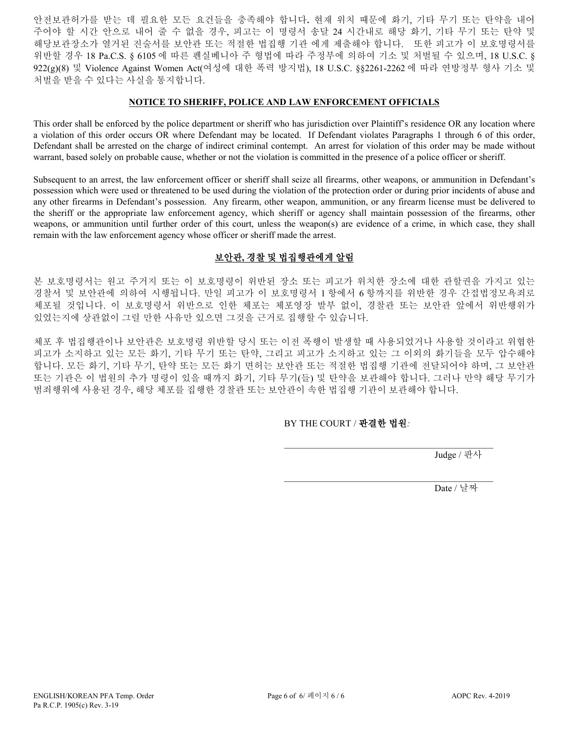안전보관허가를 받는 데 필요한 모든 요건들을 충족해야 합니다. 현재 위치 때문에 화기, 기타 무기 또는 탄약을 내어 주어야 할 시간 안으로 내어 줄 수 없을 경우, 피고는 이 명령서 송달 24 시간내로 해당 화기, 기타 무기 또는 탄약 및 해당보관장소가 열거된 진술서를 보안관 또는 적절한 법집행 기관 에게 제출해야 합니다. 또한 피고가 이 보호명령서를 위반할 경우 18 Pa.C.S. § 6105 에 따른 펜실베니아 주 형법에 따라 주정부에 의하여 기소 및 처벌될 수 있으며, 18 U.S.C. § 922(g)(8) 및 Violence Against Women Act(여성에 대한 폭력 방지법), 18 U.S.C. §§2261-2262 에 따라 연방정부 형사 기소 및 처벌을 받을 수 있다는 사실을 통지합니다.

## NOTICE TO SHERIFF, POLICE AND LAW ENFORCEMENT OFFICIALS

This order shall be enforced by the police department or sheriff who has jurisdiction over Plaintiff's residence OR any location where a violation of this order occurs OR where Defendant may be located. If Defendant violates Paragraphs 1 through 6 of this order, Defendant shall be arrested on the charge of indirect criminal contempt. An arrest for violation of this order may be made without warrant, based solely on probable cause, whether or not the violation is committed in the presence of a police officer or sheriff.

Subsequent to an arrest, the law enforcement officer or sheriff shall seize all firearms, other weapons, or ammunition in Defendant's possession which were used or threatened to be used during the violation of the protection order or during prior incidents of abuse and any other firearms in Defendant's possession. Any firearm, other weapon, ammunition, or any firearm license must be delivered to the sheriff or the appropriate law enforcement agency, which sheriff or agency shall maintain possession of the firearms, other weapons, or ammunition until further order of this court, unless the weapon(s) are evidence of a crime, in which case, they shall remain with the law enforcement agency whose officer or sheriff made the arrest.

## 보안관, 경찰 및 법집행관에게 알림

본 보호명령서는 원고 주거지 또는 이 보호명령이 위반된 장소 또는 피고가 위치한 장소에 대한 관할권을 가지고 있는 경찰서 및 보안관에 의하여 시행됩니다. 만일 피고가 이 보호명령서 1 항에서 6 항까지를 위반한 경우 간접법정모욕죄로 체포될 것입니다. 이 보호명령서 위반으로 인한 체포는 체포영장 발부 없이, 경찰관 또는 보안관 앞에서 위반행위가 있었는지에 상관없이 그럴 만한 사유만 있으면 그것을 근거로 집행할 수 있습니다.

체포 후 법집행관이나 보안관은 보호명령 위반할 당시 또는 이전 폭행이 발생할 때 사용되었거나 사용할 것이라고 위협한 피고가 소지하고 있는 모든 화기, 기타 무기 또는 탄약, 그리고 피고가 소지하고 있는 그 이외의 화기들을 모두 압수해야 합니다. 모든 화기, 기타 무기, 탄약 또는 모든 화기 면허는 보안관 또는 적절한 법집행 기관에 전달되어야 하며, 그 보안관 또는 기관은 이 법원의 추가 명령이 있을 때까지 화기, 기타 무기(들) 및 탄약을 보관해야 합니다. 그러나 만약 해당 무기가 범죄행위에 사용된 경우, 해당 체포를 집행한 경찰관 또는 보안관이 속한 법집행 기관이 보관해야 합니다.

BY THE COURT / **판결한 법원**:

\_\_\_\_\_\_\_\_\_\_\_\_\_\_\_\_\_\_\_\_\_\_\_\_\_\_\_\_\_\_\_\_\_\_\_\_\_\_\_\_
Judge / 판사

\_\_\_\_\_\_\_\_\_\_\_\_\_\_\_\_\_\_\_\_\_\_\_\_\_\_\_\_\_\_\_\_\_\_\_\_\_\_\_\_
Date / 날짜

ENGLISH/KOREAN PFA Temp. Order
Pa R.C.P. 1905(c) Rev. 3-19
AOPC Rev. 4-2019